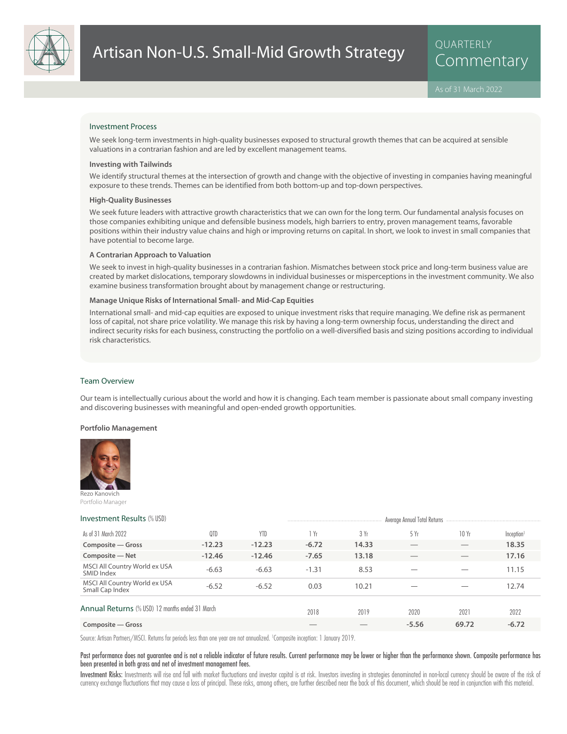# Artisan Non-U.S. Small-Mid Growth Strategy

QUARTERLY Commentary

As of 31 March 2022

## Investment Process

We seek long-term investments in high-quality businesses exposed to structural growth themes that can be acquired at sensible valuations in a contrarian fashion and are led by excellent management teams.

### Investing with Tailwinds

We identify structural themes at the intersection of growth and change with the objective of investing in companies having meaningful exposure to these trends. Themes can be identified from both bottom-up and top-down perspectives.

### High-Quality Businesses

We seek future leaders with attractive growth characteristics that we can own for the long term. Our fundamental analysis focuses on those companies exhibiting unique and defensible business models, high barriers to entry, proven management teams, favorable positions within their industry value chains and high or improving returns on capital. In short, we look to invest in small companies that have potential to become large.

### A Contrarian Approach to Valuation

We seek to invest in high-quality businesses in a contrarian fashion. Mismatches between stock price and long-term business value are created by market dislocations, temporary slowdowns in individual businesses or misperceptions in the investment community. We also examine business transformation brought about by management change or restructuring.

### Manage Unique Risks of International Small- and Mid-Cap Equities

International small- and mid-cap equities are exposed to unique investment risks that require managing. We define risk as permanent loss of capital, not share price volatility. We manage this risk by having a long-term ownership focus, understanding the direct and indirect security risks for each business, constructing the portfolio on a well-diversified basis and sizing positions according to individual risk characteristics.

## Team Overview

Our team is intellectually curious about the world and how it is changing. Each team member is passionate about small company investing and discovering businesses with meaningful and open-ended growth opportunities.

### Portfolio Management

Rezo Kanovich
Portfolio Manager

## Investment Results (% USD)

| As of 31 March 2022 | QTD | YTD | 1 Yr | 3 Yr | 5 Yr | 10 Yr | Inception[1] |
|---|---|---|---|---|---|---|---|
| | | | Average Annual Total Returns | | | | |
| **Composite — Gross** | **-12.23** | **-12.23** | **-6.72** | **14.33** | — | — | **18.35** |
| **Composite — Net** | **-12.46** | **-12.46** | **-7.65** | **13.18** | — | — | **17.16** |
| MSCI All Country World ex USA SMID Index | -6.63 | -6.63 | -1.31 | 8.53 | — | — | 11.15 |
| MSCI All Country World ex USA Small Cap Index | -6.52 | -6.52 | 0.03 | 10.21 | — | — | 12.74 |

## Annual Returns (% USD) 12 months ended 31 March

| | 2018 | 2019 | 2020 | 2021 | 2022 |
|---|---|---|---|---|---|
| **Composite — Gross** | — | — | **-5.56** | **69.72** | **-6.72** |

Source: Artisan Partners/MSCI. Returns for periods less than one year are not annualized. [1]Composite inception: 1 January 2019.

**Past performance does not guarantee and is not a reliable indicator of future results. Current performance may be lower or higher than the performance shown. Composite performance has been presented in both gross and net of investment management fees.**

**Investment Risks:** Investments will rise and fall with market fluctuations and investor capital is at risk. Investors investing in strategies denominated in non-local currency should be aware of the risk of currency exchange fluctuations that may cause a loss of principal. These risks, among others, are further described near the back of this document, which should be read in conjunction with this material.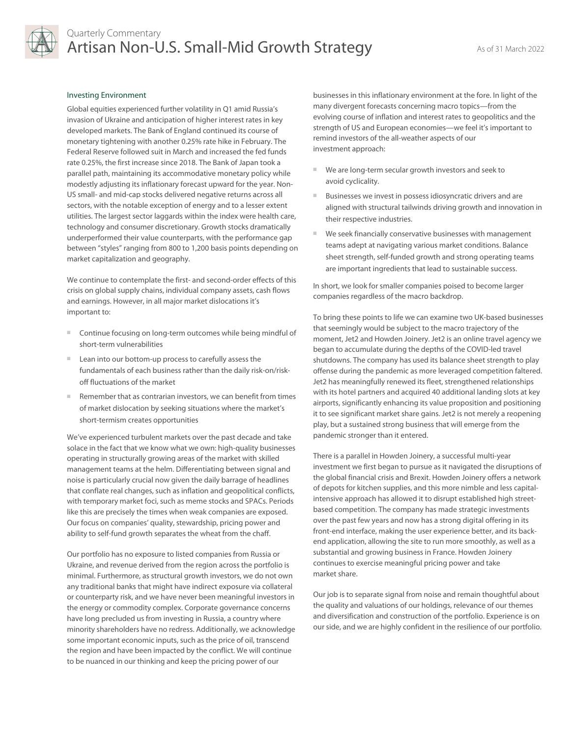## Investing Environment

Global equities experienced further volatility in Q1 amid Russia's invasion of Ukraine and anticipation of higher interest rates in key developed markets. The Bank of England continued its course of monetary tightening with another 0.25% rate hike in February. The Federal Reserve followed suit in March and increased the fed funds rate 0.25%, the first increase since 2018. The Bank of Japan took a parallel path, maintaining its accommodative monetary policy while modestly adjusting its inflationary forecast upward for the year. Non-US small- and mid-cap stocks delivered negative returns across all sectors, with the notable exception of energy and to a lesser extent utilities. The largest sector laggards within the index were health care, technology and consumer discretionary. Growth stocks dramatically underperformed their value counterparts, with the performance gap between "styles" ranging from 800 to 1,200 basis points depending on market capitalization and geography.

We continue to contemplate the first- and second-order effects of this crisis on global supply chains, individual company assets, cash flows and earnings. However, in all major market dislocations it's important to:

- Continue focusing on long-term outcomes while being mindful of short-term vulnerabilities
- Lean into our bottom-up process to carefully assess the fundamentals of each business rather than the daily risk-on/risk-off fluctuations of the market
- Remember that as contrarian investors, we can benefit from times of market dislocation by seeking situations where the market's short-termism creates opportunities

We've experienced turbulent markets over the past decade and take solace in the fact that we know what we own: high-quality businesses operating in structurally growing areas of the market with skilled management teams at the helm. Differentiating between signal and noise is particularly crucial now given the daily barrage of headlines that conflate real changes, such as inflation and geopolitical conflicts, with temporary market foci, such as meme stocks and SPACs. Periods like this are precisely the times when weak companies are exposed. Our focus on companies' quality, stewardship, pricing power and ability to self-fund growth separates the wheat from the chaff.

Our portfolio has no exposure to listed companies from Russia or Ukraine, and revenue derived from the region across the portfolio is minimal. Furthermore, as structural growth investors, we do not own any traditional banks that might have indirect exposure via collateral or counterparty risk, and we have never been meaningful investors in the energy or commodity complex. Corporate governance concerns have long precluded us from investing in Russia, a country where minority shareholders have no redress. Additionally, we acknowledge some important economic inputs, such as the price of oil, transcend the region and have been impacted by the conflict. We will continue to be nuanced in our thinking and keep the pricing power of our businesses in this inflationary environment at the fore. In light of the many divergent forecasts concerning macro topics—from the evolving course of inflation and interest rates to geopolitics and the strength of US and European economies—we feel it's important to remind investors of the all-weather aspects of our investment approach:

- We are long-term secular growth investors and seek to avoid cyclicality.
- Businesses we invest in possess idiosyncratic drivers and are aligned with structural tailwinds driving growth and innovation in their respective industries.
- We seek financially conservative businesses with management teams adept at navigating various market conditions. Balance sheet strength, self-funded growth and strong operating teams are important ingredients that lead to sustainable success.

In short, we look for smaller companies poised to become larger companies regardless of the macro backdrop.

To bring these points to life we can examine two UK-based businesses that seemingly would be subject to the macro trajectory of the moment, Jet2 and Howden Joinery. Jet2 is an online travel agency we began to accumulate during the depths of the COVID-led travel shutdowns. The company has used its balance sheet strength to play offense during the pandemic as more leveraged competition faltered. Jet2 has meaningfully renewed its fleet, strengthened relationships with its hotel partners and acquired 40 additional landing slots at key airports, significantly enhancing its value proposition and positioning it to see significant market share gains. Jet2 is not merely a reopening play, but a sustained strong business that will emerge from the pandemic stronger than it entered.

There is a parallel in Howden Joinery, a successful multi-year investment we first began to pursue as it navigated the disruptions of the global financial crisis and Brexit. Howden Joinery offers a network of depots for kitchen supplies, and this more nimble and less capital-intensive approach has allowed it to disrupt established high street-based competition. The company has made strategic investments over the past few years and now has a strong digital offering in its front-end interface, making the user experience better, and its back-end application, allowing the site to run more smoothly, as well as a substantial and growing business in France. Howden Joinery continues to exercise meaningful pricing power and take market share.

Our job is to separate signal from noise and remain thoughtful about the quality and valuations of our holdings, relevance of our themes and diversification and construction of the portfolio. Experience is on our side, and we are highly confident in the resilience of our portfolio.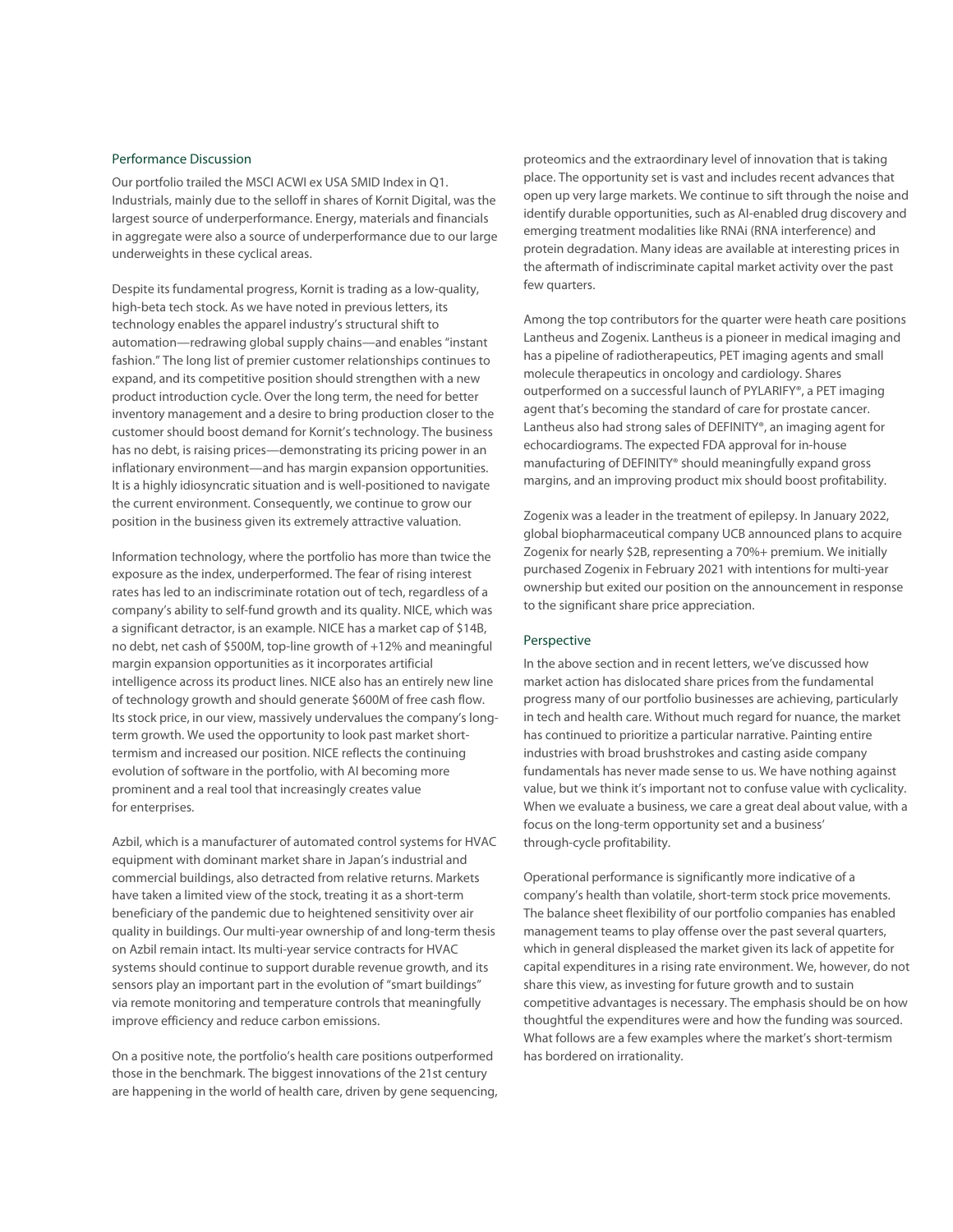## Performance Discussion

Our portfolio trailed the MSCI ACWI ex USA SMID Index in Q1. Industrials, mainly due to the selloff in shares of Kornit Digital, was the largest source of underperformance. Energy, materials and financials in aggregate were also a source of underperformance due to our large underweights in these cyclical areas.

Despite its fundamental progress, Kornit is trading as a low-quality, high-beta tech stock. As we have noted in previous letters, its technology enables the apparel industry's structural shift to automation—redrawing global supply chains—and enables "instant fashion." The long list of premier customer relationships continues to expand, and its competitive position should strengthen with a new product introduction cycle. Over the long term, the need for better inventory management and a desire to bring production closer to the customer should boost demand for Kornit's technology. The business has no debt, is raising prices—demonstrating its pricing power in an inflationary environment—and has margin expansion opportunities. It is a highly idiosyncratic situation and is well-positioned to navigate the current environment. Consequently, we continue to grow our position in the business given its extremely attractive valuation.

Information technology, where the portfolio has more than twice the exposure as the index, underperformed. The fear of rising interest rates has led to an indiscriminate rotation out of tech, regardless of a company's ability to self-fund growth and its quality. NICE, which was a significant detractor, is an example. NICE has a market cap of $14B, no debt, net cash of $500M, top-line growth of +12% and meaningful margin expansion opportunities as it incorporates artificial intelligence across its product lines. NICE also has an entirely new line of technology growth and should generate $600M of free cash flow. Its stock price, in our view, massively undervalues the company's long-term growth. We used the opportunity to look past market short-termism and increased our position. NICE reflects the continuing evolution of software in the portfolio, with AI becoming more prominent and a real tool that increasingly creates value for enterprises.

Azbil, which is a manufacturer of automated control systems for HVAC equipment with dominant market share in Japan's industrial and commercial buildings, also detracted from relative returns. Markets have taken a limited view of the stock, treating it as a short-term beneficiary of the pandemic due to heightened sensitivity over air quality in buildings. Our multi-year ownership of and long-term thesis on Azbil remain intact. Its multi-year service contracts for HVAC systems should continue to support durable revenue growth, and its sensors play an important part in the evolution of "smart buildings" via remote monitoring and temperature controls that meaningfully improve efficiency and reduce carbon emissions.

On a positive note, the portfolio's health care positions outperformed those in the benchmark. The biggest innovations of the 21st century are happening in the world of health care, driven by gene sequencing, proteomics and the extraordinary level of innovation that is taking place. The opportunity set is vast and includes recent advances that open up very large markets. We continue to sift through the noise and identify durable opportunities, such as AI-enabled drug discovery and emerging treatment modalities like RNAi (RNA interference) and protein degradation. Many ideas are available at interesting prices in the aftermath of indiscriminate capital market activity over the past few quarters.

Among the top contributors for the quarter were heath care positions Lantheus and Zogenix. Lantheus is a pioneer in medical imaging and has a pipeline of radiotherapeutics, PET imaging agents and small molecule therapeutics in oncology and cardiology. Shares outperformed on a successful launch of PYLARIFY®, a PET imaging agent that's becoming the standard of care for prostate cancer. Lantheus also had strong sales of DEFINITY®, an imaging agent for echocardiograms. The expected FDA approval for in-house manufacturing of DEFINITY® should meaningfully expand gross margins, and an improving product mix should boost profitability.

Zogenix was a leader in the treatment of epilepsy. In January 2022, global biopharmaceutical company UCB announced plans to acquire Zogenix for nearly $2B, representing a 70%+ premium. We initially purchased Zogenix in February 2021 with intentions for multi-year ownership but exited our position on the announcement in response to the significant share price appreciation.

## Perspective

In the above section and in recent letters, we've discussed how market action has dislocated share prices from the fundamental progress many of our portfolio businesses are achieving, particularly in tech and health care. Without much regard for nuance, the market has continued to prioritize a particular narrative. Painting entire industries with broad brushstrokes and casting aside company fundamentals has never made sense to us. We have nothing against value, but we think it's important not to confuse value with cyclicality. When we evaluate a business, we care a great deal about value, with a focus on the long-term opportunity set and a business' through-cycle profitability.

Operational performance is significantly more indicative of a company's health than volatile, short-term stock price movements. The balance sheet flexibility of our portfolio companies has enabled management teams to play offense over the past several quarters, which in general displeased the market given its lack of appetite for capital expenditures in a rising rate environment. We, however, do not share this view, as investing for future growth and to sustain competitive advantages is necessary. The emphasis should be on how thoughtful the expenditures were and how the funding was sourced. What follows are a few examples where the market's short-termism has bordered on irrationality.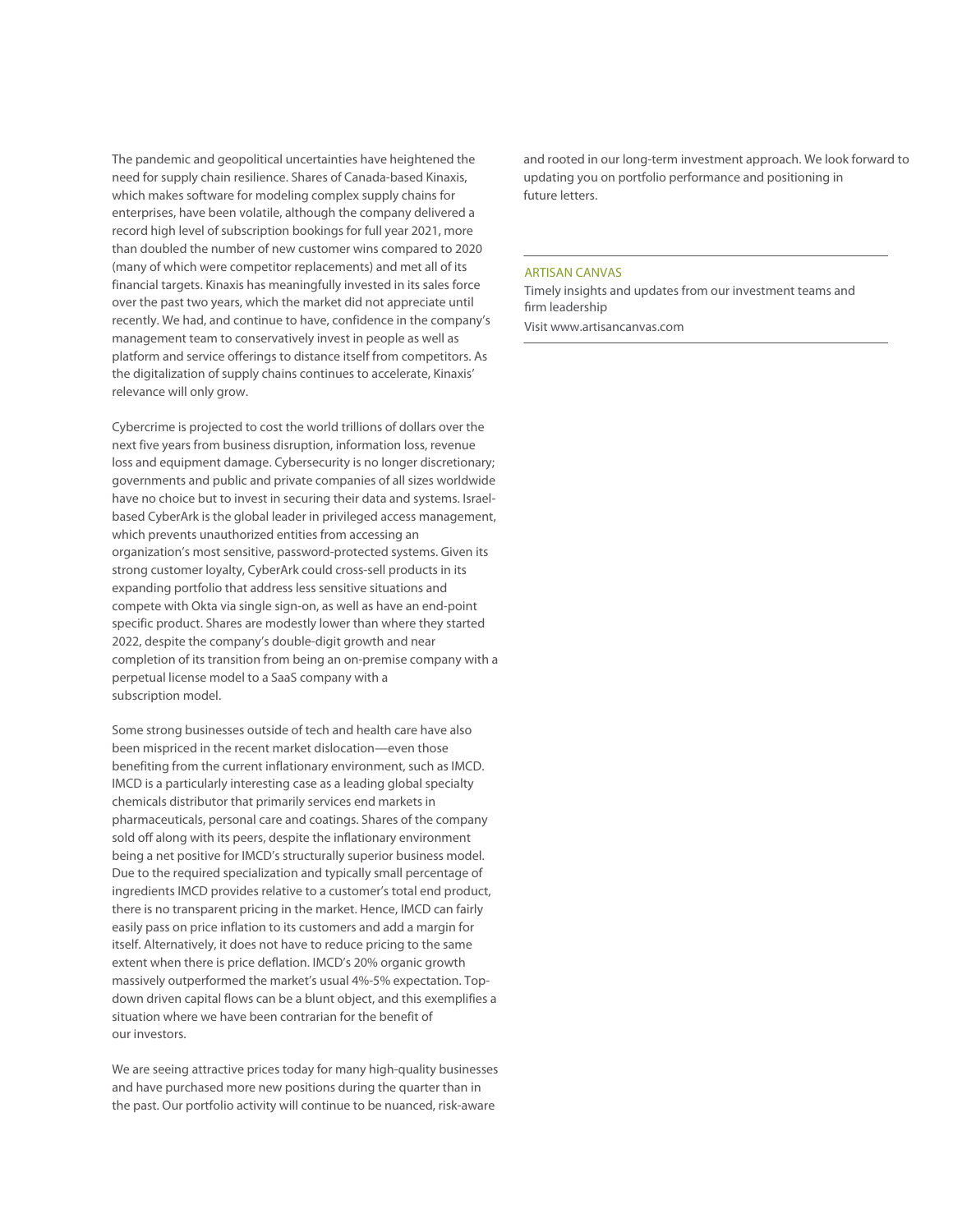The pandemic and geopolitical uncertainties have heightened the need for supply chain resilience. Shares of Canada-based Kinaxis, which makes software for modeling complex supply chains for enterprises, have been volatile, although the company delivered a record high level of subscription bookings for full year 2021, more than doubled the number of new customer wins compared to 2020 (many of which were competitor replacements) and met all of its financial targets. Kinaxis has meaningfully invested in its sales force over the past two years, which the market did not appreciate until recently. We had, and continue to have, confidence in the company's management team to conservatively invest in people as well as platform and service offerings to distance itself from competitors. As the digitalization of supply chains continues to accelerate, Kinaxis' relevance will only grow.

Cybercrime is projected to cost the world trillions of dollars over the next five years from business disruption, information loss, revenue loss and equipment damage. Cybersecurity is no longer discretionary; governments and public and private companies of all sizes worldwide have no choice but to invest in securing their data and systems. Israel-based CyberArk is the global leader in privileged access management, which prevents unauthorized entities from accessing an organization's most sensitive, password-protected systems. Given its strong customer loyalty, CyberArk could cross-sell products in its expanding portfolio that address less sensitive situations and compete with Okta via single sign-on, as well as have an end-point specific product. Shares are modestly lower than where they started 2022, despite the company's double-digit growth and near completion of its transition from being an on-premise company with a perpetual license model to a SaaS company with a subscription model.

Some strong businesses outside of tech and health care have also been mispriced in the recent market dislocation—even those benefiting from the current inflationary environment, such as IMCD. IMCD is a particularly interesting case as a leading global specialty chemicals distributor that primarily services end markets in pharmaceuticals, personal care and coatings. Shares of the company sold off along with its peers, despite the inflationary environment being a net positive for IMCD's structurally superior business model. Due to the required specialization and typically small percentage of ingredients IMCD provides relative to a customer's total end product, there is no transparent pricing in the market. Hence, IMCD can fairly easily pass on price inflation to its customers and add a margin for itself. Alternatively, it does not have to reduce pricing to the same extent when there is price deflation. IMCD's 20% organic growth massively outperformed the market's usual 4%-5% expectation. Top-down driven capital flows can be a blunt object, and this exemplifies a situation where we have been contrarian for the benefit of our investors.

We are seeing attractive prices today for many high-quality businesses and have purchased more new positions during the quarter than in the past. Our portfolio activity will continue to be nuanced, risk-aware and rooted in our long-term investment approach. We look forward to updating you on portfolio performance and positioning in future letters.

---

ARTISAN CANVAS

Timely insights and updates from our investment teams and firm leadership

Visit www.artisancanvas.com

---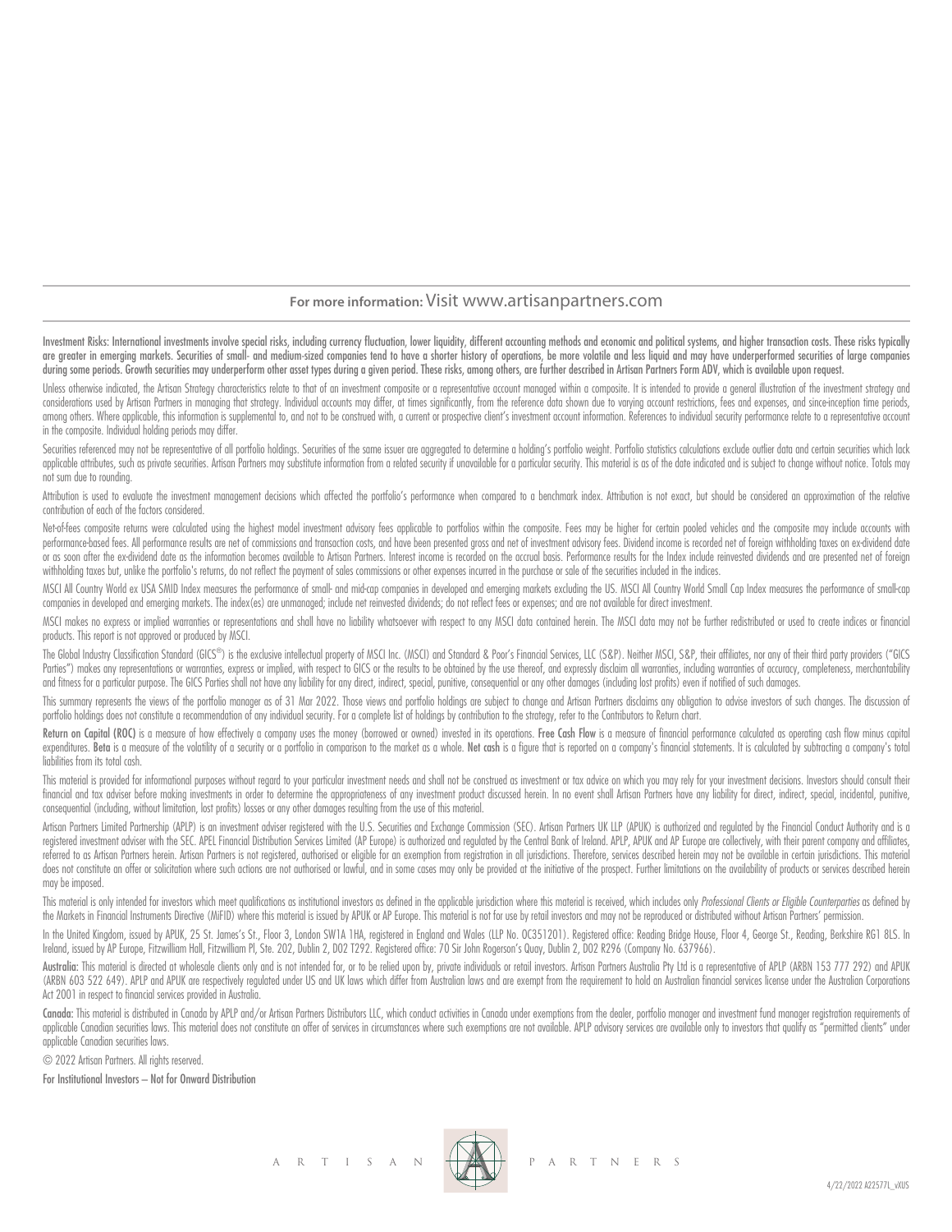For more information: Visit www.artisanpartners.com

**Investment Risks: International investments involve special risks, including currency fluctuation, lower liquidity, different accounting methods and economic and political systems, and higher transaction costs. These risks typically are greater in emerging markets. Securities of small- and medium-sized companies tend to have a shorter history of operations, be more volatile and less liquid and may have underperformed securities of large companies during some periods. Growth securities may underperform other asset types during a given period. These risks, among others, are further described in Artisan Partners Form ADV, which is available upon request.**

Unless otherwise indicated, the Artisan Strategy characteristics relate to that of an investment composite or a representative account managed within a composite. It is intended to provide a general illustration of the investment strategy and considerations used by Artisan Partners in managing that strategy. Individual accounts may differ, at times significantly, from the reference data shown due to varying account restrictions, fees and expenses, and since-inception time periods, among others. Where applicable, this information is supplemental to, and not to be construed with, a current or prospective client's investment account information. References to individual security performance relate to a representative account in the composite. Individual holding periods may differ.

Securities referenced may not be representative of all portfolio holdings. Securities of the same issuer are aggregated to determine a holding's portfolio weight. Portfolio statistics calculations exclude outlier data and certain securities which lack applicable attributes, such as private securities. Artisan Partners may substitute information from a related security if unavailable for a particular security. This material is as of the date indicated and is subject to change without notice. Totals may not sum due to rounding.

Attribution is used to evaluate the investment management decisions which affected the portfolio's performance when compared to a benchmark index. Attribution is not exact, but should be considered an approximation of the relative contribution of each of the factors considered.

Net-of-fees composite returns were calculated using the highest model investment advisory fees applicable to portfolios within the composite. Fees may be higher for certain pooled vehicles and the composite may include accounts with performance-based fees. All performance results are net of commissions and transaction costs, and have been presented gross and net of investment advisory fees. Dividend income is recorded net of foreign withholding taxes on ex-dividend date or as soon after the ex-dividend date as the information becomes available to Artisan Partners. Interest income is recorded on the accrual basis. Performance results for the Index include reinvested dividends and are presented net of foreign withholding taxes but, unlike the portfolio's returns, do not reflect the payment of sales commissions or other expenses incurred in the purchase or sale of the securities included in the indices.

MSCI All Country World ex USA SMID Index measures the performance of small- and mid-cap companies in developed and emerging markets excluding the US. MSCI All Country World Small Cap Index measures the performance of small-cap companies in developed and emerging markets. The index(es) are unmanaged; include net reinvested dividends; do not reflect fees or expenses; and are not available for direct investment.

MSCI makes no express or implied warranties or representations and shall have no liability whatsoever with respect to any MSCI data contained herein. The MSCI data may not be further redistributed or used to create indices or financial products. This report is not approved or produced by MSCI.

The Global Industry Classification Standard (GICS®) is the exclusive intellectual property of MSCI Inc. (MSCI) and Standard & Poor's Financial Services, LLC (S&P). Neither MSCI, S&P, their affiliates, nor any of their third party providers ("GICS Parties") makes any representations or warranties, express or implied, with respect to GICS or the results to be obtained by the use thereof, and expressly disclaim all warranties, including warranties of accuracy, completeness, merchantability and fitness for a particular purpose. The GICS Parties shall not have any liability for any direct, indirect, special, punitive, consequential or any other damages (including lost profits) even if notified of such damages.

This summary represents the views of the portfolio manager as of 31 Mar 2022. Those views and portfolio holdings are subject to change and Artisan Partners disclaims any obligation to advise investors of such changes. The discussion of portfolio holdings does not constitute a recommendation of any individual security. For a complete list of holdings by contribution to the strategy, refer to the Contributors to Return chart.

**Return on Capital (ROC)** is a measure of how effectively a company uses the money (borrowed or owned) invested in its operations. **Free Cash Flow** is a measure of financial performance calculated as operating cash flow minus capital expenditures. **Beta** is a measure of the volatility of a security or a portfolio in comparison to the market as a whole. **Net cash** is a figure that is reported on a company's financial statements. It is calculated by subtracting a company's total liabilities from its total cash.

This material is provided for informational purposes without regard to your particular investment needs and shall not be construed as investment or tax advice on which you may rely for your investment decisions. Investors should consult their financial and tax adviser before making investments in order to determine the appropriateness of any investment product discussed herein. In no event shall Artisan Partners have any liability for direct, indirect, special, incidental, punitive, consequential (including, without limitation, lost profits) losses or any other damages resulting from the use of this material.

Artisan Partners Limited Partnership (APLP) is an investment adviser registered with the U.S. Securities and Exchange Commission (SEC). Artisan Partners UK LLP (APUK) is authorized and regulated by the Financial Conduct Authority and is a registered investment adviser with the SEC. APEL Financial Distribution Services Limited (AP Europe) is authorized and regulated by the Central Bank of Ireland. APLP, APUK and AP Europe are collectively, with their parent company and affiliates, referred to as Artisan Partners herein. Artisan Partners is not registered, authorised or eligible for an exemption from registration in all jurisdictions. Therefore, services described herein may not be available in certain jurisdictions. This material does not constitute an offer or solicitation where such actions are not authorised or lawful, and in some cases may only be provided at the initiative of the prospect. Further limitations on the availability of products or services described herein may be imposed.

This material is only intended for investors which meet qualifications as institutional investors as defined in the applicable jurisdiction where this material is received, which includes only *Professional Clients or Eligible Counterparties* as defined by the Markets in Financial Instruments Directive (MiFID) where this material is issued by APUK or AP Europe. This material is not for use by retail investors and may not be reproduced or distributed without Artisan Partners' permission.

In the United Kingdom, issued by APUK, 25 St. James's St., Floor 3, London SW1A 1HA, registered in England and Wales (LLP No. OC351201). Registered office: Reading Bridge House, Floor 4, George St., Reading, Berkshire RG1 8LS. In Ireland, issued by AP Europe, Fitzwilliam Hall, Fitzwilliam Pl, Ste. 202, Dublin 2, D02 T292. Registered office: 70 Sir John Rogerson's Quay, Dublin 2, D02 R296 (Company No. 637966).

**Australia:** This material is directed at wholesale clients only and is not intended for, or to be relied upon by, private individuals or retail investors. Artisan Partners Australia Pty Ltd is a representative of APLP (ARBN 153 777 292) and APUK (ARBN 603 522 649). APLP and APUK are respectively regulated under US and UK laws which differ from Australian laws and are exempt from the requirement to hold an Australian financial services license under the Australian Corporations Act 2001 in respect to financial services provided in Australia.

**Canada:** This material is distributed in Canada by APLP and/or Artisan Partners Distributors LLC, which conduct activities in Canada under exemptions from the dealer, portfolio manager and investment fund manager registration requirements of applicable Canadian securities laws. This material does not constitute an offer of services in circumstances where such exemptions are not available. APLP advisory services are available only to investors that qualify as "permitted clients" under applicable Canadian securities laws.

© 2022 Artisan Partners. All rights reserved.

**For Institutional Investors – Not for Onward Distribution**

ARTISAN PARTNERS

4/22/2022 A22577L_vXUS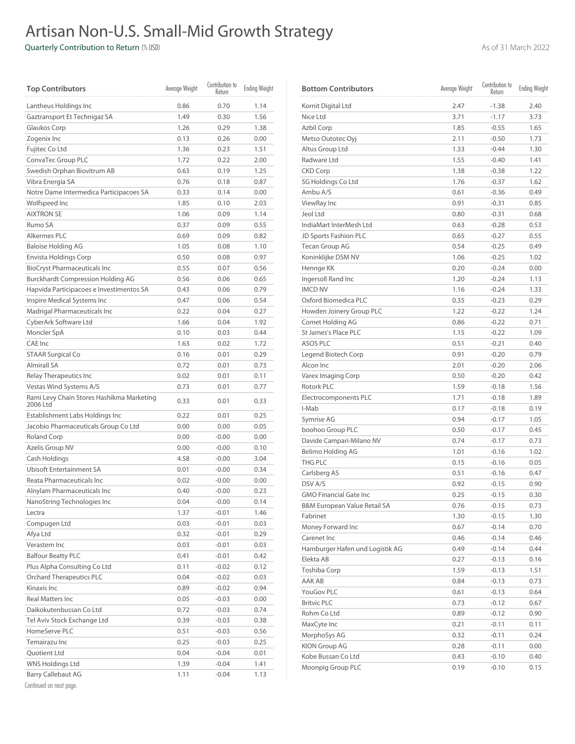# Artisan Non-U.S. Small-Mid Growth Strategy

Quarterly Contribution to Return (% USD)

As of 31 March 2022

| Top Contributors | Average Weight | Contribution to Return | Ending Weight |
|---|---|---|---|
| Lantheus Holdings Inc | 0.86 | 0.70 | 1.14 |
| Gaztransport Et Technigaz SA | 1.49 | 0.30 | 1.56 |
| Glaukos Corp | 1.26 | 0.29 | 1.38 |
| Zogenix Inc | 0.13 | 0.26 | 0.00 |
| Fujitec Co Ltd | 1.36 | 0.23 | 1.51 |
| ConvaTec Group PLC | 1.72 | 0.22 | 2.00 |
| Swedish Orphan Biovitrum AB | 0.63 | 0.19 | 1.25 |
| Vibra Energia SA | 0.76 | 0.18 | 0.87 |
| Notre Dame Intermedica Participacoes SA | 0.33 | 0.14 | 0.00 |
| Wolfspeed Inc | 1.85 | 0.10 | 2.03 |
| AIXTRON SE | 1.06 | 0.09 | 1.14 |
| Rumo SA | 0.37 | 0.09 | 0.55 |
| Alkermes PLC | 0.69 | 0.09 | 0.82 |
| Baloise Holding AG | 1.05 | 0.08 | 1.10 |
| Envista Holdings Corp | 0.50 | 0.08 | 0.97 |
| BioCryst Pharmaceuticals Inc | 0.55 | 0.07 | 0.56 |
| Burckhardt Compression Holding AG | 0.56 | 0.06 | 0.65 |
| Hapvida Participacoes e Investimentos SA | 0.43 | 0.06 | 0.79 |
| Inspire Medical Systems Inc | 0.47 | 0.06 | 0.54 |
| Madrigal Pharmaceuticals Inc | 0.22 | 0.04 | 0.27 |
| CyberArk Software Ltd | 1.66 | 0.04 | 1.92 |
| Moncler SpA | 0.10 | 0.03 | 0.44 |
| CAE Inc | 1.63 | 0.02 | 1.72 |
| STAAR Surgical Co | 0.16 | 0.01 | 0.29 |
| Almirall SA | 0.72 | 0.01 | 0.73 |
| Relay Therapeutics Inc | 0.02 | 0.01 | 0.11 |
| Vestas Wind Systems A/S | 0.73 | 0.01 | 0.77 |
| Rami Levy Chain Stores Hashikma Marketing 2006 Ltd | 0.33 | 0.01 | 0.33 |
| Establishment Labs Holdings Inc | 0.22 | 0.01 | 0.25 |
| Jacobio Pharmaceuticals Group Co Ltd | 0.00 | 0.00 | 0.05 |
| Roland Corp | 0.00 | -0.00 | 0.00 |
| Azelis Group NV | 0.00 | -0.00 | 0.10 |
| Cash Holdings | 4.58 | -0.00 | 3.04 |
| Ubisoft Entertainment SA | 0.01 | -0.00 | 0.34 |
| Reata Pharmaceuticals Inc | 0.02 | -0.00 | 0.00 |
| Alnylam Pharmaceuticals Inc | 0.40 | -0.00 | 0.23 |
| NanoString Technologies Inc | 0.04 | -0.00 | 0.14 |
| Lectra | 1.37 | -0.01 | 1.46 |
| Compugen Ltd | 0.03 | -0.01 | 0.03 |
| Afya Ltd | 0.32 | -0.01 | 0.29 |
| Verastem Inc | 0.03 | -0.01 | 0.03 |
| Balfour Beatty PLC | 0.41 | -0.01 | 0.42 |
| Plus Alpha Consulting Co Ltd | 0.11 | -0.02 | 0.12 |
| Orchard Therapeutics PLC | 0.04 | -0.02 | 0.03 |
| Kinaxis Inc | 0.89 | -0.02 | 0.94 |
| Real Matters Inc | 0.05 | -0.03 | 0.00 |
| Daikokutenbussan Co Ltd | 0.72 | -0.03 | 0.74 |
| Tel Aviv Stock Exchange Ltd | 0.39 | -0.03 | 0.38 |
| HomeServe PLC | 0.51 | -0.03 | 0.56 |
| Temairazu Inc | 0.25 | -0.03 | 0.25 |
| Quotient Ltd | 0.04 | -0.04 | 0.01 |
| WNS Holdings Ltd | 1.39 | -0.04 | 1.41 |
| Barry Callebaut AG | 1.11 | -0.04 | 1.13 |

Continued on next page.

| Bottom Contributors | Average Weight | Contribution to Return | Ending Weight |
|---|---|---|---|
| Kornit Digital Ltd | 2.47 | -1.38 | 2.40 |
| Nice Ltd | 3.71 | -1.17 | 3.73 |
| Azbil Corp | 1.85 | -0.55 | 1.65 |
| Metso Outotec Oyj | 2.11 | -0.50 | 1.73 |
| Altus Group Ltd | 1.33 | -0.44 | 1.30 |
| Radware Ltd | 1.55 | -0.40 | 1.41 |
| CKD Corp | 1.38 | -0.38 | 1.22 |
| SG Holdings Co Ltd | 1.76 | -0.37 | 1.62 |
| Ambu A/S | 0.61 | -0.36 | 0.49 |
| ViewRay Inc | 0.91 | -0.31 | 0.85 |
| Jeol Ltd | 0.80 | -0.31 | 0.68 |
| IndiaMart InterMesh Ltd | 0.63 | -0.28 | 0.53 |
| JD Sports Fashion PLC | 0.65 | -0.27 | 0.55 |
| Tecan Group AG | 0.54 | -0.25 | 0.49 |
| Koninklijke DSM NV | 1.06 | -0.25 | 1.02 |
| Hennge KK | 0.20 | -0.24 | 0.00 |
| Ingersoll Rand Inc | 1.20 | -0.24 | 1.13 |
| IMCD NV | 1.16 | -0.24 | 1.33 |
| Oxford Biomedica PLC | 0.35 | -0.23 | 0.29 |
| Howden Joinery Group PLC | 1.22 | -0.22 | 1.24 |
| Comet Holding AG | 0.86 | -0.22 | 0.71 |
| St James's Place PLC | 1.15 | -0.22 | 1.09 |
| ASOS PLC | 0.51 | -0.21 | 0.40 |
| Legend Biotech Corp | 0.91 | -0.20 | 0.79 |
| Alcon Inc | 2.01 | -0.20 | 2.06 |
| Varex Imaging Corp | 0.50 | -0.20 | 0.42 |
| Rotork PLC | 1.59 | -0.18 | 1.56 |
| Electrocomponents PLC | 1.71 | -0.18 | 1.89 |
| I-Mab | 0.17 | -0.18 | 0.19 |
| Symrise AG | 0.94 | -0.17 | 1.05 |
| boohoo Group PLC | 0.50 | -0.17 | 0.45 |
| Davide Campari-Milano NV | 0.74 | -0.17 | 0.73 |
| Belimo Holding AG | 1.01 | -0.16 | 1.02 |
| THG PLC | 0.15 | -0.16 | 0.05 |
| Carlsberg AS | 0.51 | -0.16 | 0.47 |
| DSV A/S | 0.92 | -0.15 | 0.90 |
| GMO Financial Gate Inc | 0.25 | -0.15 | 0.30 |
| B&M European Value Retail SA | 0.76 | -0.15 | 0.73 |
| Fabrinet | 1.30 | -0.15 | 1.30 |
| Money Forward Inc | 0.67 | -0.14 | 0.70 |
| Carenet Inc | 0.46 | -0.14 | 0.46 |
| Hamburger Hafen und Logistik AG | 0.49 | -0.14 | 0.44 |
| Elekta AB | 0.27 | -0.13 | 0.16 |
| Toshiba Corp | 1.59 | -0.13 | 1.51 |
| AAK AB | 0.84 | -0.13 | 0.73 |
| YouGov PLC | 0.61 | -0.13 | 0.64 |
| Britvic PLC | 0.73 | -0.12 | 0.67 |
| Rohm Co Ltd | 0.89 | -0.12 | 0.90 |
| MaxCyte Inc | 0.21 | -0.11 | 0.11 |
| MorphoSys AG | 0.32 | -0.11 | 0.24 |
| KION Group AG | 0.28 | -0.11 | 0.00 |
| Kobe Bussan Co Ltd | 0.43 | -0.10 | 0.40 |
| Moonpig Group PLC | 0.19 | -0.10 | 0.15 |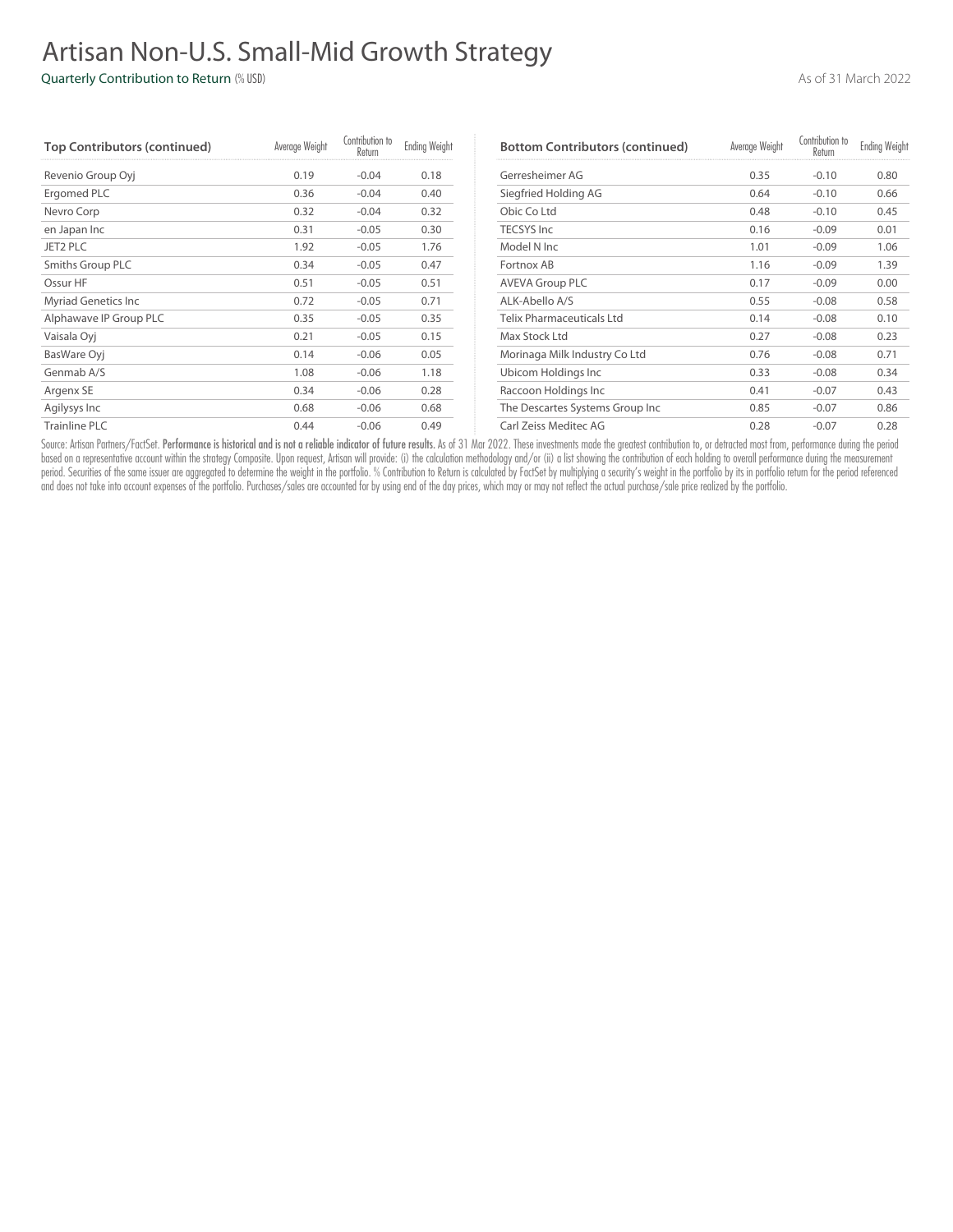# Artisan Non-U.S. Small-Mid Growth Strategy

Quarterly Contribution to Return (% USD)

As of 31 March 2022

| Top Contributors (continued) | Average Weight | Contribution to Return | Ending Weight |
|---|---|---|---|
| Revenio Group Oyj | 0.19 | -0.04 | 0.18 |
| Ergomed PLC | 0.36 | -0.04 | 0.40 |
| Nevro Corp | 0.32 | -0.04 | 0.32 |
| en Japan Inc | 0.31 | -0.05 | 0.30 |
| JET2 PLC | 1.92 | -0.05 | 1.76 |
| Smiths Group PLC | 0.34 | -0.05 | 0.47 |
| Ossur HF | 0.51 | -0.05 | 0.51 |
| Myriad Genetics Inc | 0.72 | -0.05 | 0.71 |
| Alphawave IP Group PLC | 0.35 | -0.05 | 0.35 |
| Vaisala Oyj | 0.21 | -0.05 | 0.15 |
| BasWare Oyj | 0.14 | -0.06 | 0.05 |
| Genmab A/S | 1.08 | -0.06 | 1.18 |
| Argenx SE | 0.34 | -0.06 | 0.28 |
| Agilysys Inc | 0.68 | -0.06 | 0.68 |
| Trainline PLC | 0.44 | -0.06 | 0.49 |

| Bottom Contributors (continued) | Average Weight | Contribution to Return | Ending Weight |
|---|---|---|---|
| Gerresheimer AG | 0.35 | -0.10 | 0.80 |
| Siegfried Holding AG | 0.64 | -0.10 | 0.66 |
| Obic Co Ltd | 0.48 | -0.10 | 0.45 |
| TECSYS Inc | 0.16 | -0.09 | 0.01 |
| Model N Inc | 1.01 | -0.09 | 1.06 |
| Fortnox AB | 1.16 | -0.09 | 1.39 |
| AVEVA Group PLC | 0.17 | -0.09 | 0.00 |
| ALK-Abello A/S | 0.55 | -0.08 | 0.58 |
| Telix Pharmaceuticals Ltd | 0.14 | -0.08 | 0.10 |
| Max Stock Ltd | 0.27 | -0.08 | 0.23 |
| Morinaga Milk Industry Co Ltd | 0.76 | -0.08 | 0.71 |
| Ubicom Holdings Inc | 0.33 | -0.08 | 0.34 |
| Raccoon Holdings Inc | 0.41 | -0.07 | 0.43 |
| The Descartes Systems Group Inc | 0.85 | -0.07 | 0.86 |
| Carl Zeiss Meditec AG | 0.28 | -0.07 | 0.28 |

Source: Artisan Partners/FactSet. **Performance is historical and is not a reliable indicator of future results.** As of 31 Mar 2022. These investments made the greatest contribution to, or detracted most from, performance during the period based on a representative account within the strategy Composite. Upon request, Artisan will provide: (i) the calculation methodology and/or (ii) a list showing the contribution of each holding to overall performance during the measurement period. Securities of the same issuer are aggregated to determine the weight in the portfolio. % Contribution to Return is calculated by FactSet by multiplying a security's weight in the portfolio by its in portfolio return for the period referenced and does not take into account expenses of the portfolio. Purchases/sales are accounted for by using end of the day prices, which may or may not reflect the actual purchase/sale price realized by the portfolio.